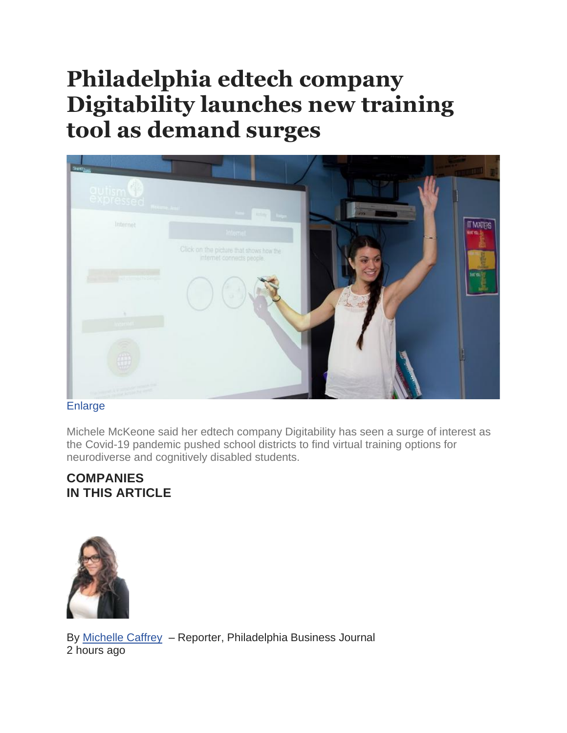# Philadelphia edtech company Digitability launches new training tool as demand surges

Enlarge

Michele McKeone said her edtech company Digitability has seen a surge of interest as the Covid-19 pandemic pushed school districts to find virtual training options for neurodiverse and cognitively disabled students.

**COMPANIES IN THIS ARTICLE**

By Michelle Caffrey – Reporter, Philadelphia Business Journal
2 hours ago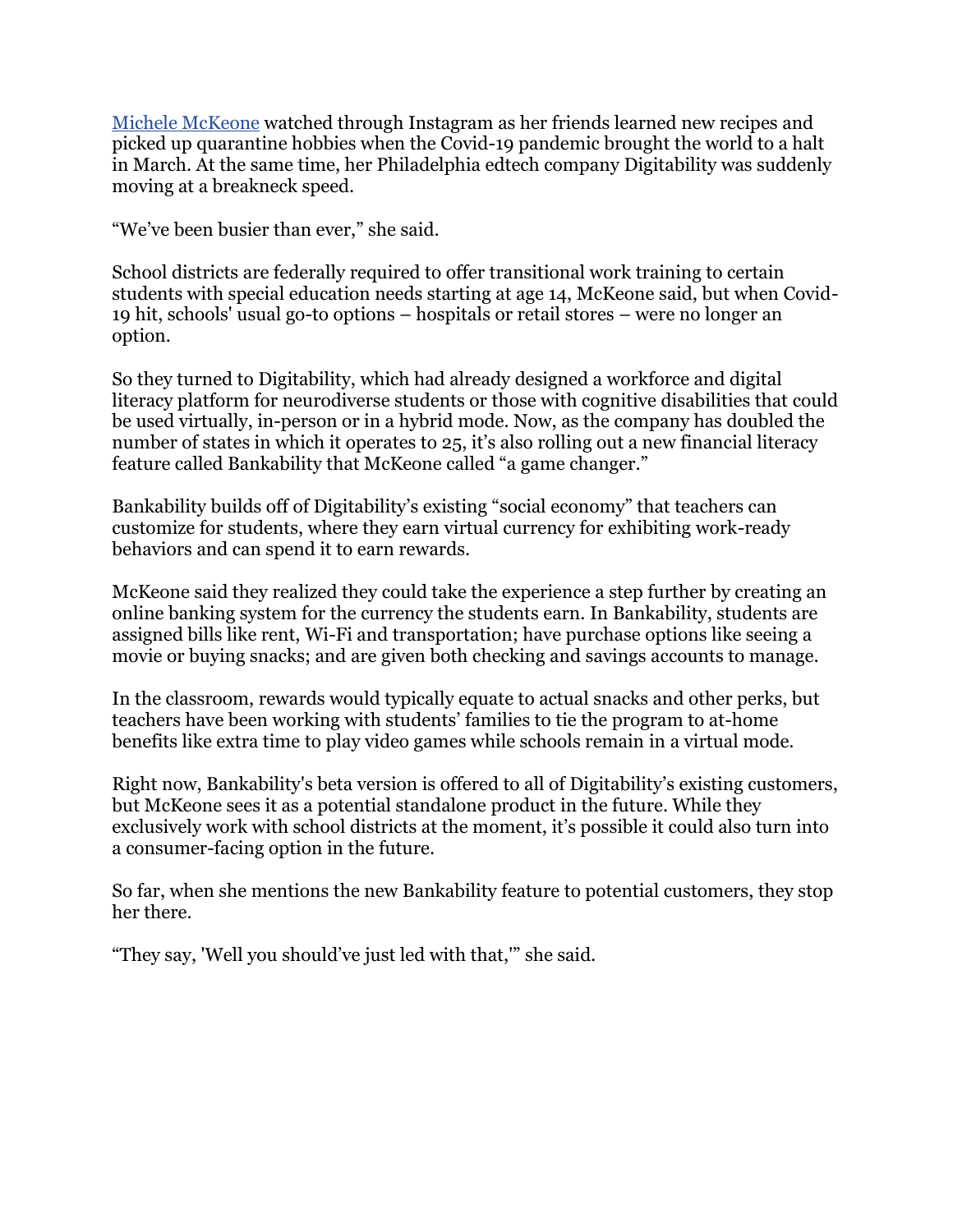[Michele McKeone](#) watched through Instagram as her friends learned new recipes and picked up quarantine hobbies when the Covid-19 pandemic brought the world to a halt in March. At the same time, her Philadelphia edtech company Digitability was suddenly moving at a breakneck speed.

"We've been busier than ever," she said.

School districts are federally required to offer transitional work training to certain students with special education needs starting at age 14, McKeone said, but when Covid-19 hit, schools' usual go-to options – hospitals or retail stores – were no longer an option.

So they turned to Digitability, which had already designed a workforce and digital literacy platform for neurodiverse students or those with cognitive disabilities that could be used virtually, in-person or in a hybrid mode. Now, as the company has doubled the number of states in which it operates to 25, it's also rolling out a new financial literacy feature called Bankability that McKeone called "a game changer."

Bankability builds off of Digitability's existing "social economy" that teachers can customize for students, where they earn virtual currency for exhibiting work-ready behaviors and can spend it to earn rewards.

McKeone said they realized they could take the experience a step further by creating an online banking system for the currency the students earn. In Bankability, students are assigned bills like rent, Wi-Fi and transportation; have purchase options like seeing a movie or buying snacks; and are given both checking and savings accounts to manage.

In the classroom, rewards would typically equate to actual snacks and other perks, but teachers have been working with students' families to tie the program to at-home benefits like extra time to play video games while schools remain in a virtual mode.

Right now, Bankability's beta version is offered to all of Digitability's existing customers, but McKeone sees it as a potential standalone product in the future. While they exclusively work with school districts at the moment, it's possible it could also turn into a consumer-facing option in the future.

So far, when she mentions the new Bankability feature to potential customers, they stop her there.

"They say, 'Well you should've just led with that,'" she said.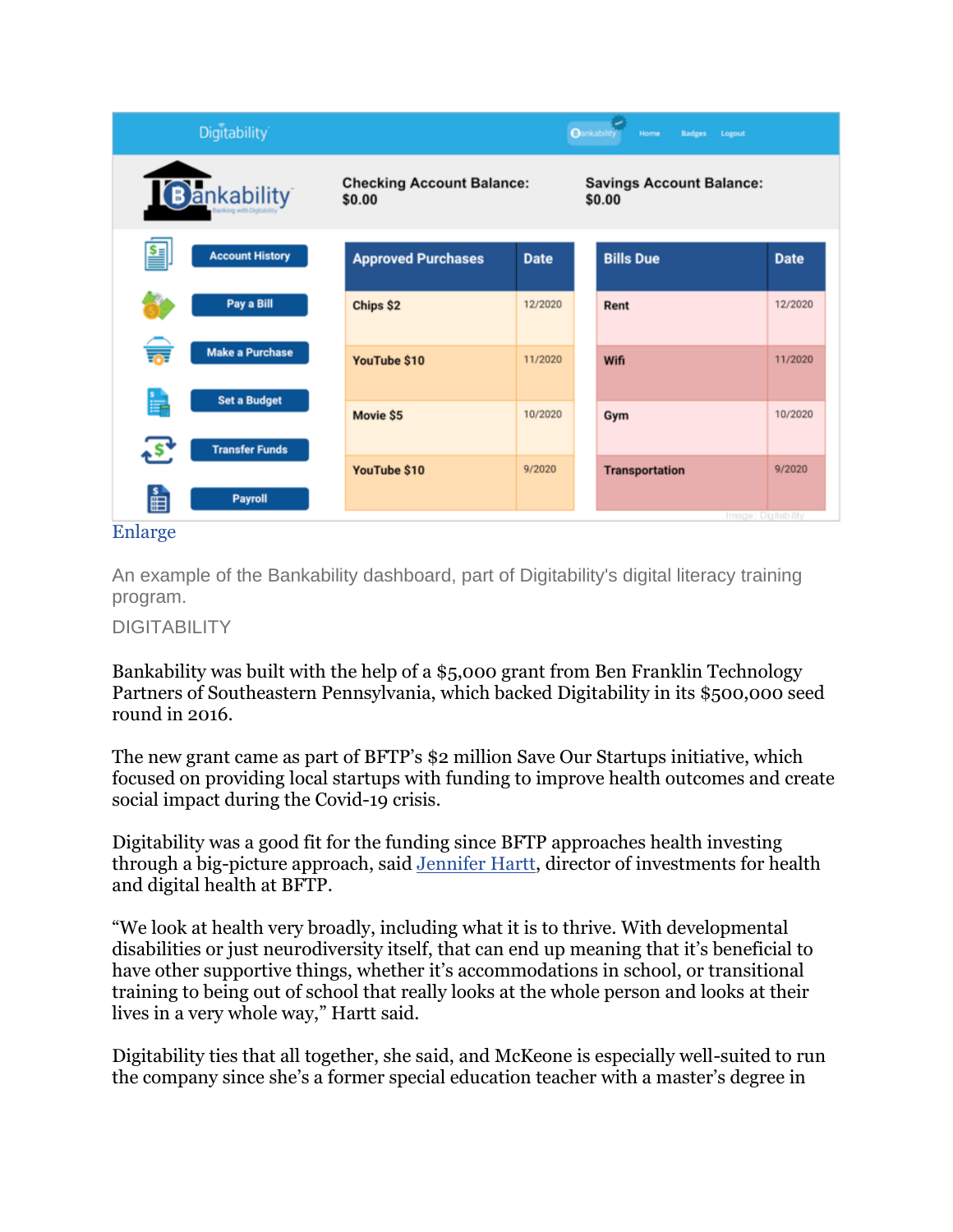Enlarge

An example of the Bankability dashboard, part of Digitability's digital literacy training program.

DIGITABILITY

Bankability was built with the help of a $5,000 grant from Ben Franklin Technology Partners of Southeastern Pennsylvania, which backed Digitability in its $500,000 seed round in 2016.

The new grant came as part of BFTP's $2 million Save Our Startups initiative, which focused on providing local startups with funding to improve health outcomes and create social impact during the Covid-19 crisis.

Digitability was a good fit for the funding since BFTP approaches health investing through a big-picture approach, said Jennifer Hartt, director of investments for health and digital health at BFTP.

"We look at health very broadly, including what it is to thrive. With developmental disabilities or just neurodiversity itself, that can end up meaning that it's beneficial to have other supportive things, whether it's accommodations in school, or transitional training to being out of school that really looks at the whole person and looks at their lives in a very whole way," Hartt said.

Digitability ties that all together, she said, and McKeone is especially well-suited to run the company since she's a former special education teacher with a master's degree in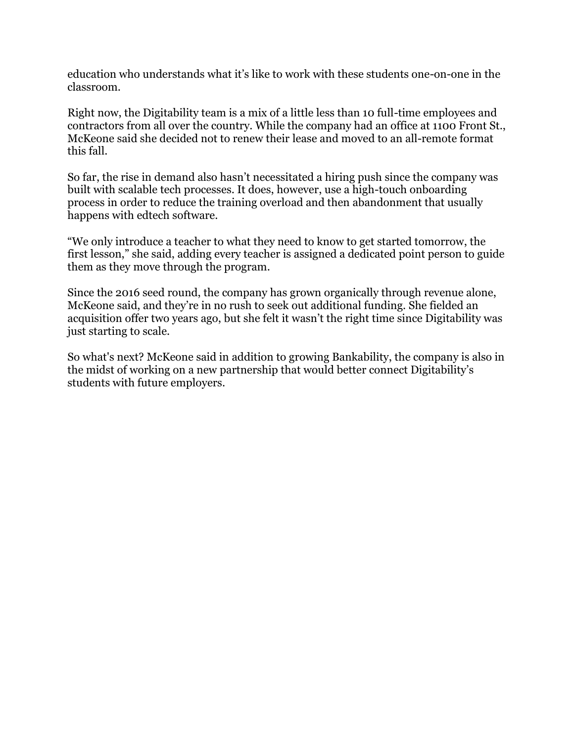education who understands what it's like to work with these students one-on-one in the classroom.

Right now, the Digitability team is a mix of a little less than 10 full-time employees and contractors from all over the country. While the company had an office at 1100 Front St., McKeone said she decided not to renew their lease and moved to an all-remote format this fall.

So far, the rise in demand also hasn't necessitated a hiring push since the company was built with scalable tech processes. It does, however, use a high-touch onboarding process in order to reduce the training overload and then abandonment that usually happens with edtech software.

"We only introduce a teacher to what they need to know to get started tomorrow, the first lesson," she said, adding every teacher is assigned a dedicated point person to guide them as they move through the program.

Since the 2016 seed round, the company has grown organically through revenue alone, McKeone said, and they're in no rush to seek out additional funding. She fielded an acquisition offer two years ago, but she felt it wasn't the right time since Digitability was just starting to scale.

So what's next? McKeone said in addition to growing Bankability, the company is also in the midst of working on a new partnership that would better connect Digitability's students with future employers.